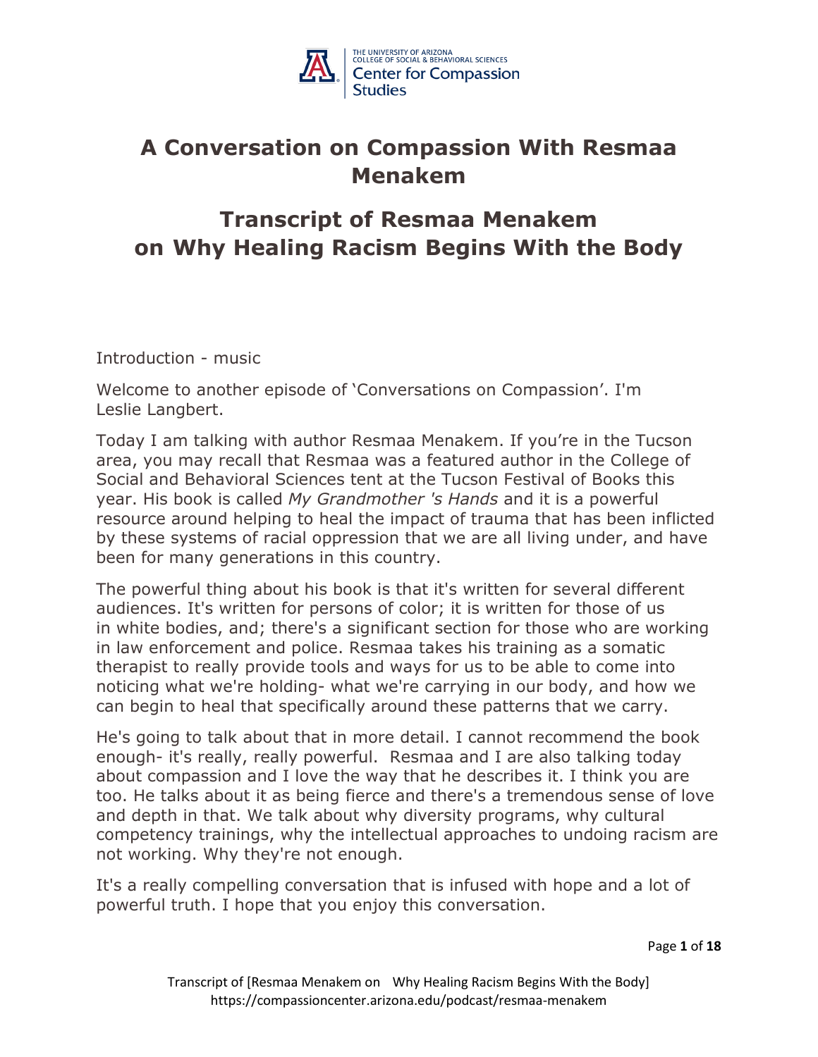# A Conversation on Compassion With Resmaa Menakem

## Transcript of Resmaa Menakem on Why Healing Racism Begins With the Body

Introduction - music

Welcome to another episode of 'Conversations on Compassion'. I'm Leslie Langbert.

Today I am talking with author Resmaa Menakem. If you're in the Tucson area, you may recall that Resmaa was a featured author in the College of Social and Behavioral Sciences tent at the Tucson Festival of Books this year. His book is called *My Grandmother 's Hands* and it is a powerful resource around helping to heal the impact of trauma that has been inflicted by these systems of racial oppression that we are all living under, and have been for many generations in this country.

The powerful thing about his book is that it's written for several different audiences. It's written for persons of color; it is written for those of us in white bodies, and; there's a significant section for those who are working in law enforcement and police. Resmaa takes his training as a somatic therapist to really provide tools and ways for us to be able to come into noticing what we're holding- what we're carrying in our body, and how we can begin to heal that specifically around these patterns that we carry.

He's going to talk about that in more detail. I cannot recommend the book enough- it's really, really powerful. Resmaa and I are also talking today about compassion and I love the way that he describes it. I think you are too. He talks about it as being fierce and there's a tremendous sense of love and depth in that. We talk about why diversity programs, why cultural competency trainings, why the intellectual approaches to undoing racism are not working. Why they're not enough.

It's a really compelling conversation that is infused with hope and a lot of powerful truth. I hope that you enjoy this conversation.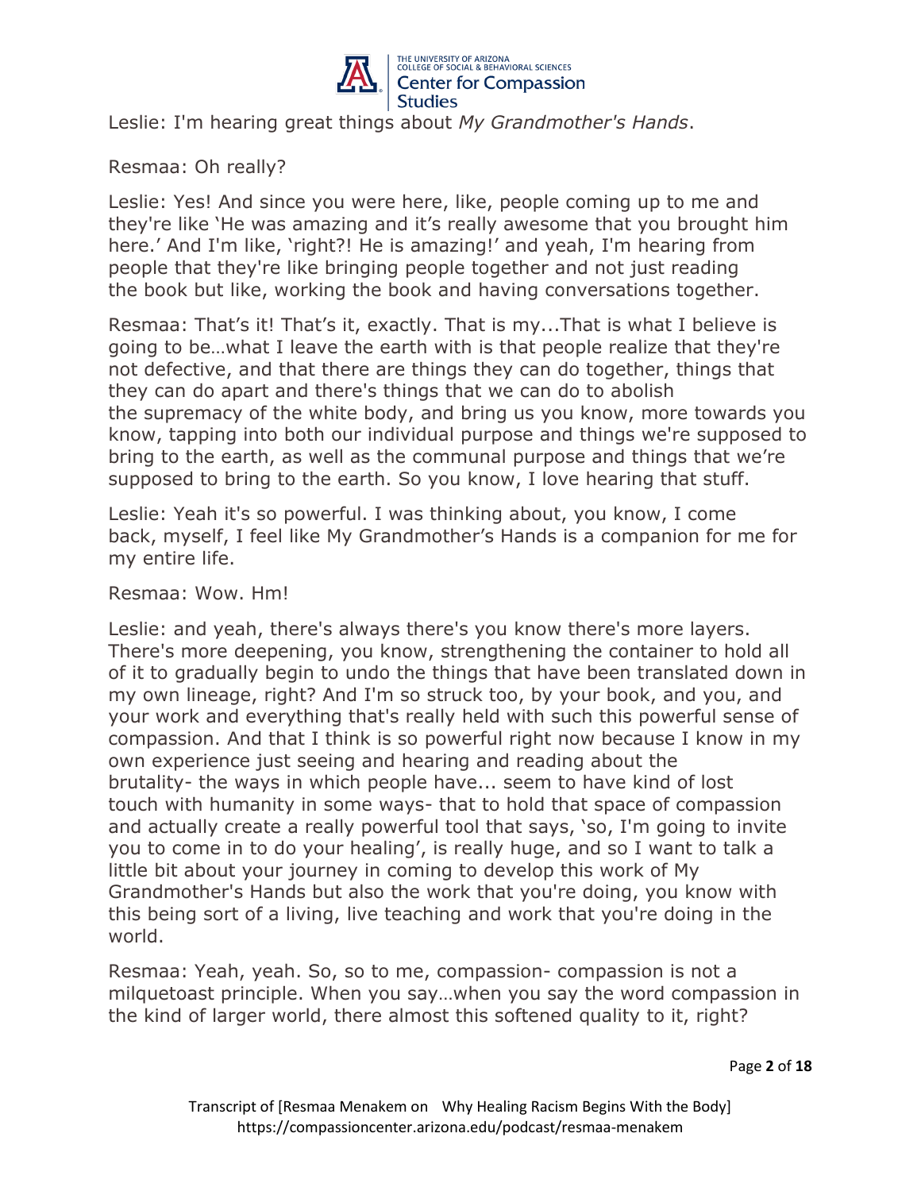Leslie: I'm hearing great things about *My Grandmother's Hands*.

Resmaa: Oh really?

Leslie: Yes! And since you were here, like, people coming up to me and they're like 'He was amazing and it's really awesome that you brought him here.' And I'm like, 'right?! He is amazing!' and yeah, I'm hearing from people that they're like bringing people together and not just reading the book but like, working the book and having conversations together.

Resmaa: That's it! That's it, exactly. That is my...That is what I believe is going to be…what I leave the earth with is that people realize that they're not defective, and that there are things they can do together, things that they can do apart and there's things that we can do to abolish the supremacy of the white body, and bring us you know, more towards you know, tapping into both our individual purpose and things we're supposed to bring to the earth, as well as the communal purpose and things that we're supposed to bring to the earth. So you know, I love hearing that stuff.

Leslie: Yeah it's so powerful. I was thinking about, you know, I come back, myself, I feel like My Grandmother's Hands is a companion for me for my entire life.

Resmaa: Wow. Hm!

Leslie: and yeah, there's always there's you know there's more layers. There's more deepening, you know, strengthening the container to hold all of it to gradually begin to undo the things that have been translated down in my own lineage, right? And I'm so struck too, by your book, and you, and your work and everything that's really held with such this powerful sense of compassion. And that I think is so powerful right now because I know in my own experience just seeing and hearing and reading about the brutality- the ways in which people have... seem to have kind of lost touch with humanity in some ways- that to hold that space of compassion and actually create a really powerful tool that says, 'so, I'm going to invite you to come in to do your healing', is really huge, and so I want to talk a little bit about your journey in coming to develop this work of My Grandmother's Hands but also the work that you're doing, you know with this being sort of a living, live teaching and work that you're doing in the world.

Resmaa: Yeah, yeah. So, so to me, compassion- compassion is not a milquetoast principle. When you say…when you say the word compassion in the kind of larger world, there almost this softened quality to it, right?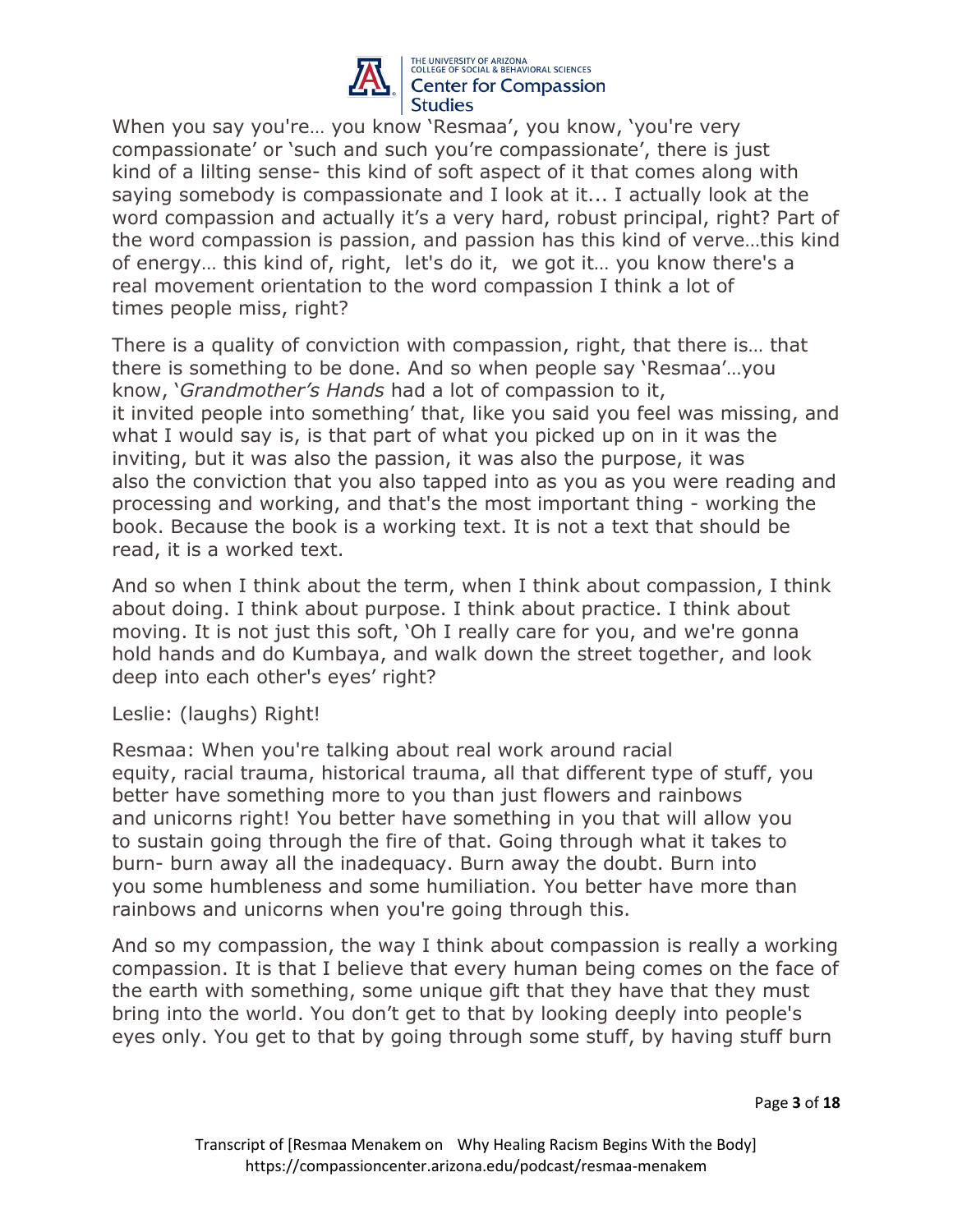When you say you're… you know 'Resmaa', you know, 'you're very compassionate' or 'such and such you're compassionate', there is just kind of a lilting sense- this kind of soft aspect of it that comes along with saying somebody is compassionate and I look at it... I actually look at the word compassion and actually it's a very hard, robust principal, right? Part of the word compassion is passion, and passion has this kind of verve…this kind of energy… this kind of, right, let's do it, we got it… you know there's a real movement orientation to the word compassion I think a lot of times people miss, right?

There is a quality of conviction with compassion, right, that there is… that there is something to be done. And so when people say 'Resmaa'…you know, '*Grandmother's Hands* had a lot of compassion to it, it invited people into something' that, like you said you feel was missing, and what I would say is, is that part of what you picked up on in it was the inviting, but it was also the passion, it was also the purpose, it was also the conviction that you also tapped into as you as you were reading and processing and working, and that's the most important thing - working the book. Because the book is a working text. It is not a text that should be read, it is a worked text.

And so when I think about the term, when I think about compassion, I think about doing. I think about purpose. I think about practice. I think about moving. It is not just this soft, 'Oh I really care for you, and we're gonna hold hands and do Kumbaya, and walk down the street together, and look deep into each other's eyes' right?

Leslie: (laughs) Right!

Resmaa: When you're talking about real work around racial equity, racial trauma, historical trauma, all that different type of stuff, you better have something more to you than just flowers and rainbows and unicorns right! You better have something in you that will allow you to sustain going through the fire of that. Going through what it takes to burn- burn away all the inadequacy. Burn away the doubt. Burn into you some humbleness and some humiliation. You better have more than rainbows and unicorns when you're going through this.

And so my compassion, the way I think about compassion is really a working compassion. It is that I believe that every human being comes on the face of the earth with something, some unique gift that they have that they must bring into the world. You don't get to that by looking deeply into people's eyes only. You get to that by going through some stuff, by having stuff burn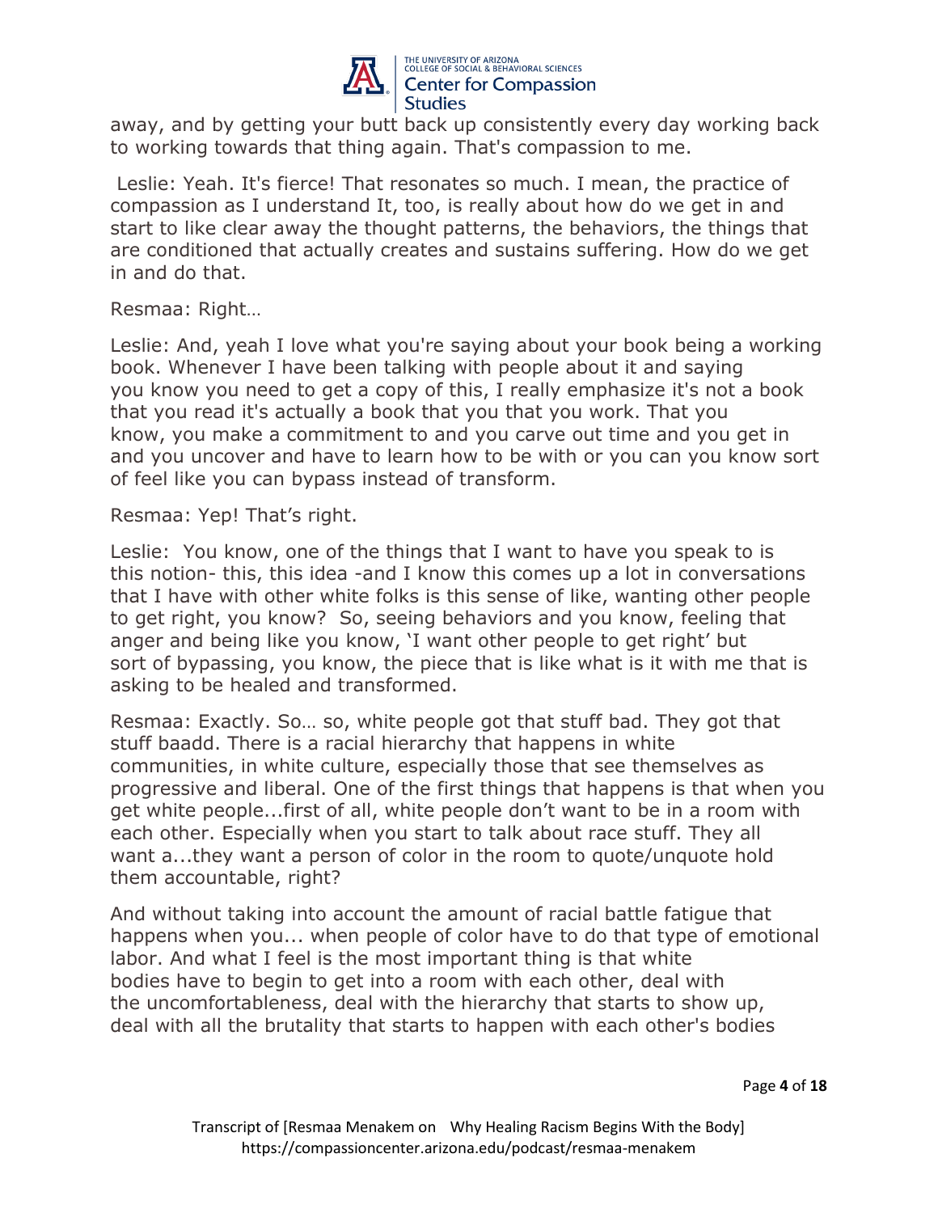away, and by getting your butt back up consistently every day working back to working towards that thing again. That's compassion to me.

Leslie: Yeah. It's fierce! That resonates so much. I mean, the practice of compassion as I understand It, too, is really about how do we get in and start to like clear away the thought patterns, the behaviors, the things that are conditioned that actually creates and sustains suffering. How do we get in and do that.

Resmaa: Right…

Leslie: And, yeah I love what you're saying about your book being a working book. Whenever I have been talking with people about it and saying you know you need to get a copy of this, I really emphasize it's not a book that you read it's actually a book that you that you work. That you know, you make a commitment to and you carve out time and you get in and you uncover and have to learn how to be with or you can you know sort of feel like you can bypass instead of transform.

Resmaa: Yep! That's right.

Leslie: You know, one of the things that I want to have you speak to is this notion- this, this idea -and I know this comes up a lot in conversations that I have with other white folks is this sense of like, wanting other people to get right, you know? So, seeing behaviors and you know, feeling that anger and being like you know, 'I want other people to get right' but sort of bypassing, you know, the piece that is like what is it with me that is asking to be healed and transformed.

Resmaa: Exactly. So… so, white people got that stuff bad. They got that stuff baadd. There is a racial hierarchy that happens in white communities, in white culture, especially those that see themselves as progressive and liberal. One of the first things that happens is that when you get white people...first of all, white people don't want to be in a room with each other. Especially when you start to talk about race stuff. They all want a...they want a person of color in the room to quote/unquote hold them accountable, right?

And without taking into account the amount of racial battle fatigue that happens when you... when people of color have to do that type of emotional labor. And what I feel is the most important thing is that white bodies have to begin to get into a room with each other, deal with the uncomfortableness, deal with the hierarchy that starts to show up, deal with all the brutality that starts to happen with each other's bodies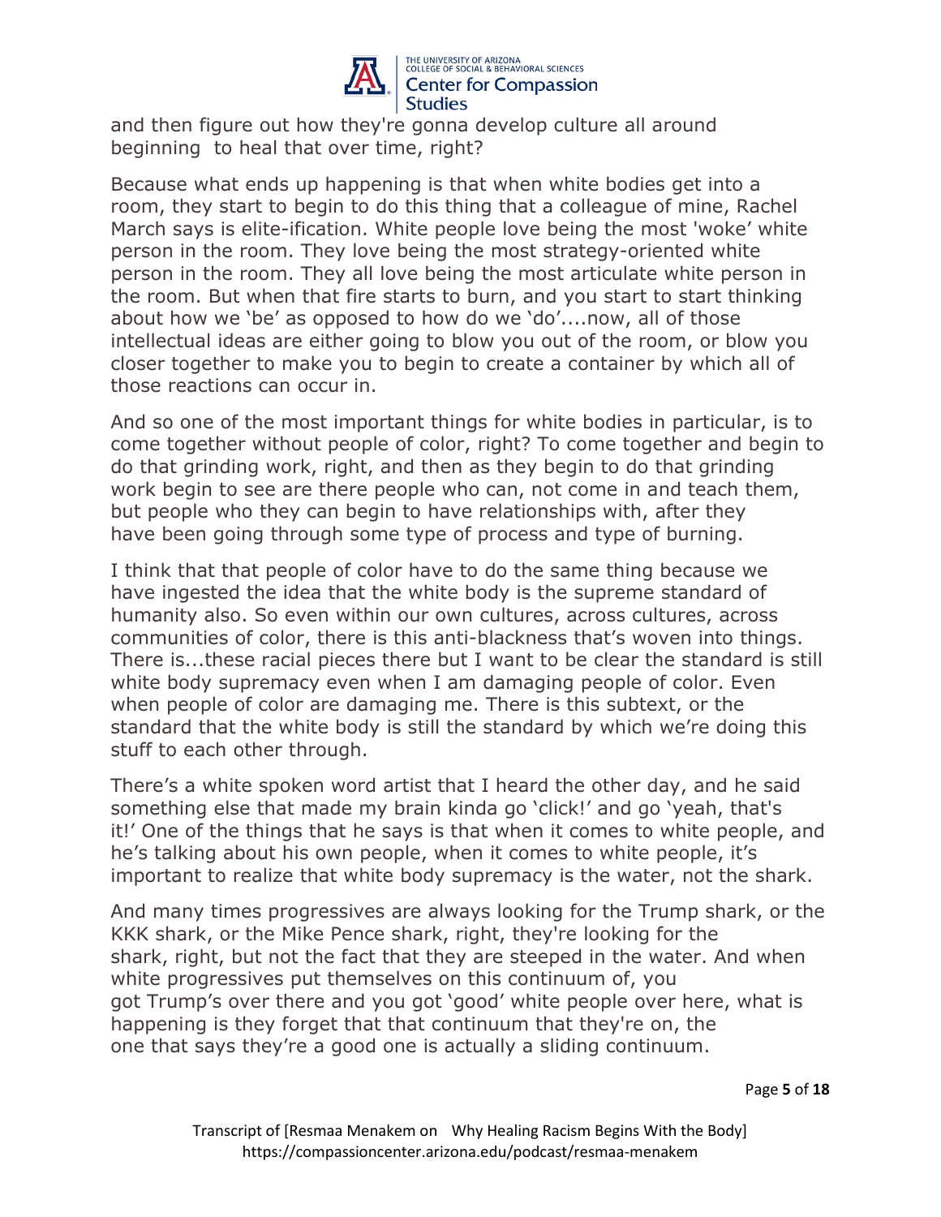and then figure out how they're gonna develop culture all around beginning to heal that over time, right?

Because what ends up happening is that when white bodies get into a room, they start to begin to do this thing that a colleague of mine, Rachel March says is elite-ification. White people love being the most 'woke' white person in the room. They love being the most strategy-oriented white person in the room. They all love being the most articulate white person in the room. But when that fire starts to burn, and you start to start thinking about how we 'be' as opposed to how do we 'do'....now, all of those intellectual ideas are either going to blow you out of the room, or blow you closer together to make you to begin to create a container by which all of those reactions can occur in.

And so one of the most important things for white bodies in particular, is to come together without people of color, right? To come together and begin to do that grinding work, right, and then as they begin to do that grinding work begin to see are there people who can, not come in and teach them, but people who they can begin to have relationships with, after they have been going through some type of process and type of burning.

I think that that people of color have to do the same thing because we have ingested the idea that the white body is the supreme standard of humanity also. So even within our own cultures, across cultures, across communities of color, there is this anti-blackness that's woven into things. There is...these racial pieces there but I want to be clear the standard is still white body supremacy even when I am damaging people of color. Even when people of color are damaging me. There is this subtext, or the standard that the white body is still the standard by which we're doing this stuff to each other through.

There's a white spoken word artist that I heard the other day, and he said something else that made my brain kinda go 'click!' and go 'yeah, that's it!' One of the things that he says is that when it comes to white people, and he's talking about his own people, when it comes to white people, it's important to realize that white body supremacy is the water, not the shark.

And many times progressives are always looking for the Trump shark, or the KKK shark, or the Mike Pence shark, right, they're looking for the shark, right, but not the fact that they are steeped in the water. And when white progressives put themselves on this continuum of, you got Trump's over there and you got 'good' white people over here, what is happening is they forget that that continuum that they're on, the one that says they're a good one is actually a sliding continuum.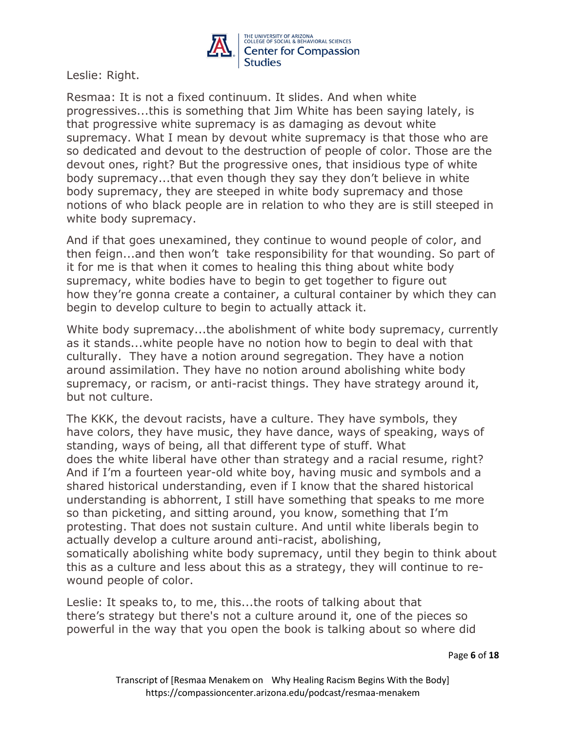Leslie: Right.

Resmaa: It is not a fixed continuum. It slides. And when white progressives...this is something that Jim White has been saying lately, is that progressive white supremacy is as damaging as devout white supremacy. What I mean by devout white supremacy is that those who are so dedicated and devout to the destruction of people of color. Those are the devout ones, right? But the progressive ones, that insidious type of white body supremacy...that even though they say they don't believe in white body supremacy, they are steeped in white body supremacy and those notions of who black people are in relation to who they are is still steeped in white body supremacy.

And if that goes unexamined, they continue to wound people of color, and then feign...and then won't take responsibility for that wounding. So part of it for me is that when it comes to healing this thing about white body supremacy, white bodies have to begin to get together to figure out how they're gonna create a container, a cultural container by which they can begin to develop culture to begin to actually attack it.

White body supremacy...the abolishment of white body supremacy, currently as it stands...white people have no notion how to begin to deal with that culturally. They have a notion around segregation. They have a notion around assimilation. They have no notion around abolishing white body supremacy, or racism, or anti-racist things. They have strategy around it, but not culture.

The KKK, the devout racists, have a culture. They have symbols, they have colors, they have music, they have dance, ways of speaking, ways of standing, ways of being, all that different type of stuff. What does the white liberal have other than strategy and a racial resume, right? And if I'm a fourteen year-old white boy, having music and symbols and a shared historical understanding, even if I know that the shared historical understanding is abhorrent, I still have something that speaks to me more so than picketing, and sitting around, you know, something that I'm protesting. That does not sustain culture. And until white liberals begin to actually develop a culture around anti-racist, abolishing, somatically abolishing white body supremacy, until they begin to think about this as a culture and less about this as a strategy, they will continue to re-wound people of color.

Leslie: It speaks to, to me, this...the roots of talking about that there's strategy but there's not a culture around it, one of the pieces so powerful in the way that you open the book is talking about so where did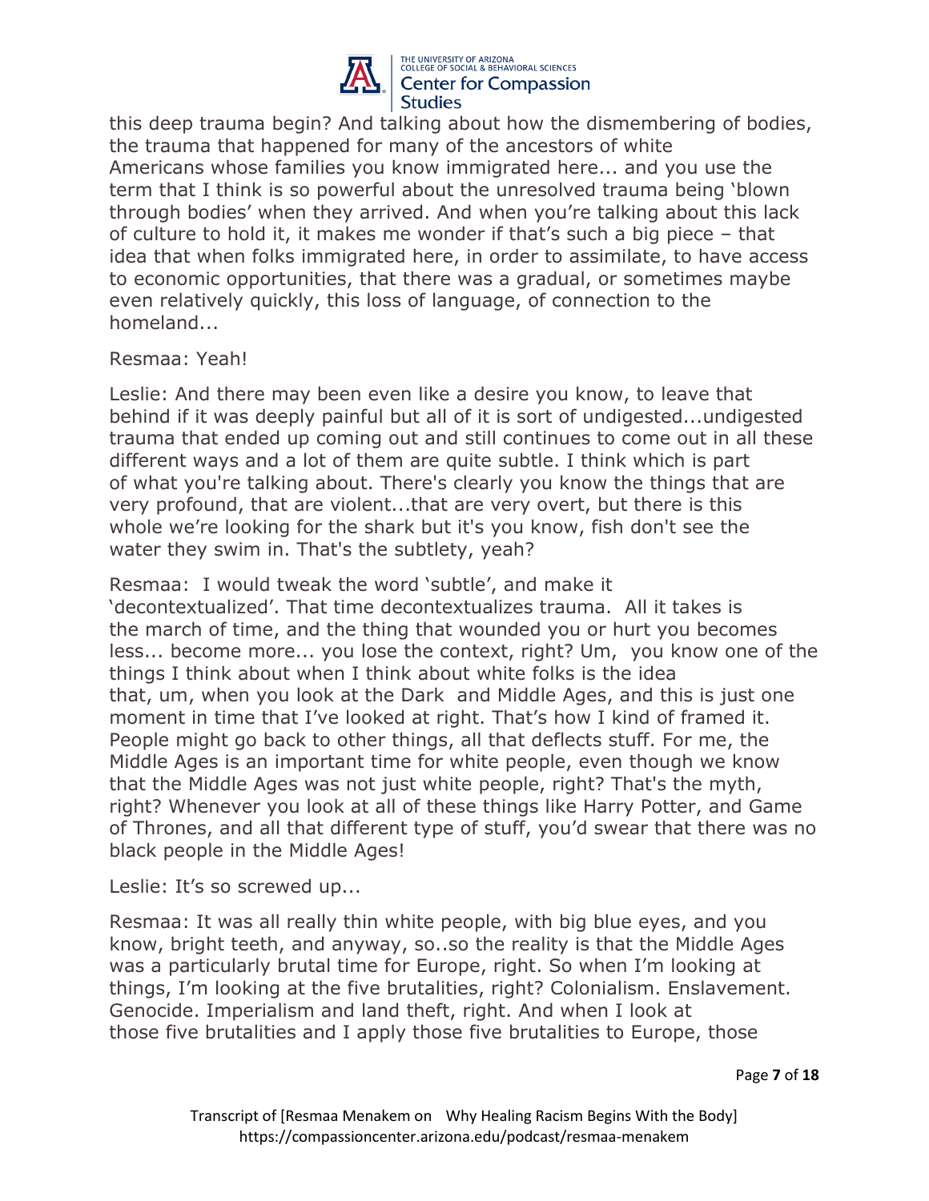this deep trauma begin? And talking about how the dismembering of bodies, the trauma that happened for many of the ancestors of white Americans whose families you know immigrated here... and you use the term that I think is so powerful about the unresolved trauma being 'blown through bodies' when they arrived. And when you're talking about this lack of culture to hold it, it makes me wonder if that's such a big piece – that idea that when folks immigrated here, in order to assimilate, to have access to economic opportunities, that there was a gradual, or sometimes maybe even relatively quickly, this loss of language, of connection to the homeland...

Resmaa: Yeah!

Leslie: And there may been even like a desire you know, to leave that behind if it was deeply painful but all of it is sort of undigested...undigested trauma that ended up coming out and still continues to come out in all these different ways and a lot of them are quite subtle. I think which is part of what you're talking about. There's clearly you know the things that are very profound, that are violent...that are very overt, but there is this whole we're looking for the shark but it's you know, fish don't see the water they swim in. That's the subtlety, yeah?

Resmaa: I would tweak the word 'subtle', and make it 'decontextualized'. That time decontextualizes trauma. All it takes is the march of time, and the thing that wounded you or hurt you becomes less... become more... you lose the context, right? Um, you know one of the things I think about when I think about white folks is the idea that, um, when you look at the Dark and Middle Ages, and this is just one moment in time that I've looked at right. That's how I kind of framed it. People might go back to other things, all that deflects stuff. For me, the Middle Ages is an important time for white people, even though we know that the Middle Ages was not just white people, right? That's the myth, right? Whenever you look at all of these things like Harry Potter, and Game of Thrones, and all that different type of stuff, you'd swear that there was no black people in the Middle Ages!

Leslie: It's so screwed up...

Resmaa: It was all really thin white people, with big blue eyes, and you know, bright teeth, and anyway, so..so the reality is that the Middle Ages was a particularly brutal time for Europe, right. So when I'm looking at things, I'm looking at the five brutalities, right? Colonialism. Enslavement. Genocide. Imperialism and land theft, right. And when I look at those five brutalities and I apply those five brutalities to Europe, those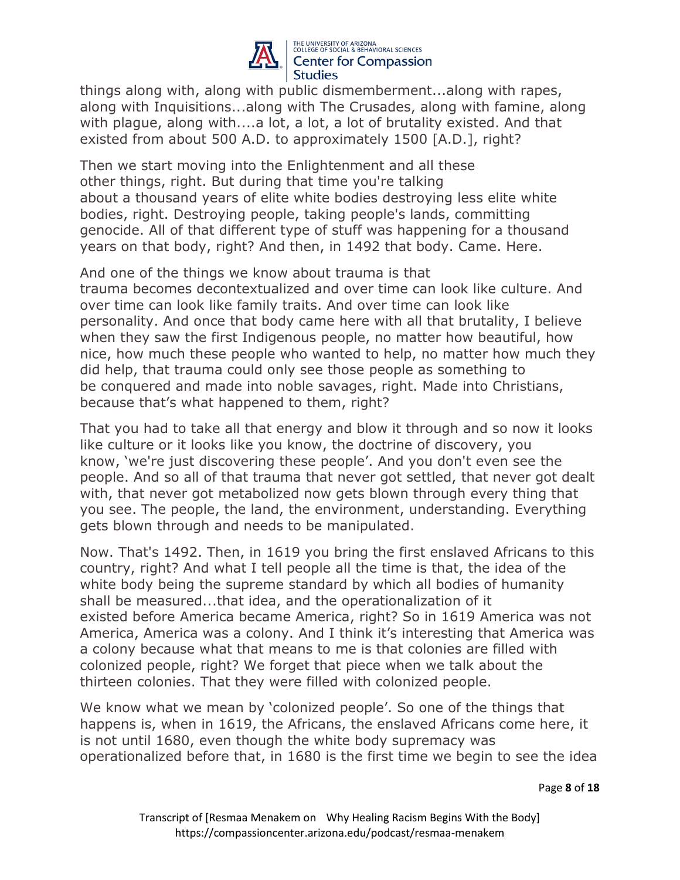things along with, along with public dismemberment...along with rapes, along with Inquisitions...along with The Crusades, along with famine, along with plague, along with....a lot, a lot, a lot of brutality existed. And that existed from about 500 A.D. to approximately 1500 [A.D.], right?

Then we start moving into the Enlightenment and all these other things, right. But during that time you're talking about a thousand years of elite white bodies destroying less elite white bodies, right. Destroying people, taking people's lands, committing genocide. All of that different type of stuff was happening for a thousand years on that body, right? And then, in 1492 that body. Came. Here.

And one of the things we know about trauma is that trauma becomes decontextualized and over time can look like culture. And over time can look like family traits. And over time can look like personality. And once that body came here with all that brutality, I believe when they saw the first Indigenous people, no matter how beautiful, how nice, how much these people who wanted to help, no matter how much they did help, that trauma could only see those people as something to be conquered and made into noble savages, right. Made into Christians, because that's what happened to them, right?

That you had to take all that energy and blow it through and so now it looks like culture or it looks like you know, the doctrine of discovery, you know, 'we're just discovering these people'. And you don't even see the people. And so all of that trauma that never got settled, that never got dealt with, that never got metabolized now gets blown through every thing that you see. The people, the land, the environment, understanding. Everything gets blown through and needs to be manipulated.

Now. That's 1492. Then, in 1619 you bring the first enslaved Africans to this country, right? And what I tell people all the time is that, the idea of the white body being the supreme standard by which all bodies of humanity shall be measured...that idea, and the operationalization of it existed before America became America, right? So in 1619 America was not America, America was a colony. And I think it's interesting that America was a colony because what that means to me is that colonies are filled with colonized people, right? We forget that piece when we talk about the thirteen colonies. That they were filled with colonized people.

We know what we mean by 'colonized people'. So one of the things that happens is, when in 1619, the Africans, the enslaved Africans come here, it is not until 1680, even though the white body supremacy was operationalized before that, in 1680 is the first time we begin to see the idea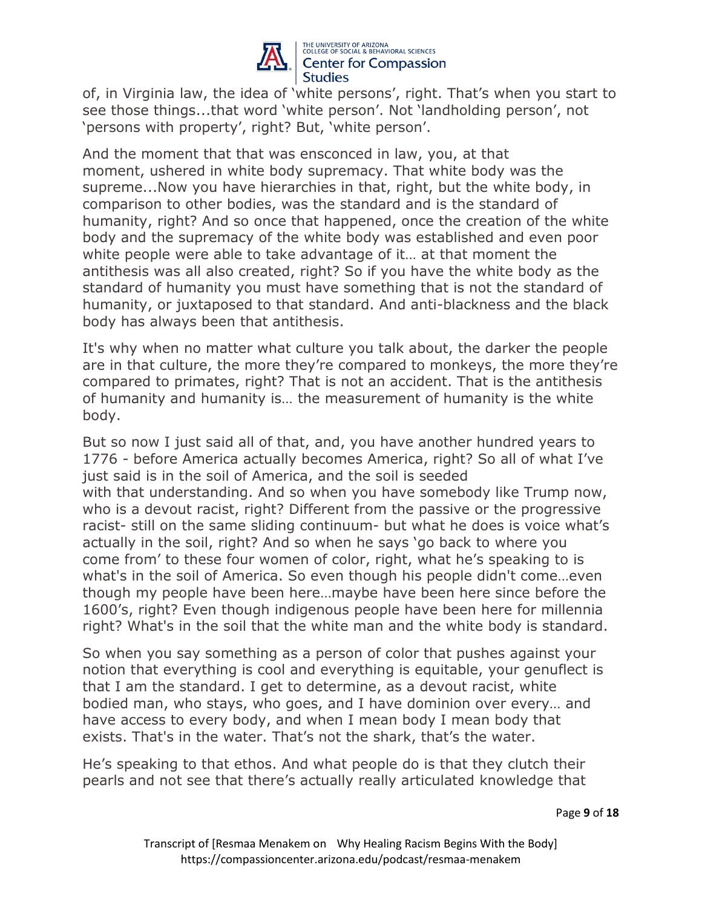of, in Virginia law, the idea of 'white persons', right. That's when you start to see those things...that word 'white person'. Not 'landholding person', not 'persons with property', right? But, 'white person'.

And the moment that that was ensconced in law, you, at that moment, ushered in white body supremacy. That white body was the supreme...Now you have hierarchies in that, right, but the white body, in comparison to other bodies, was the standard and is the standard of humanity, right? And so once that happened, once the creation of the white body and the supremacy of the white body was established and even poor white people were able to take advantage of it… at that moment the antithesis was all also created, right? So if you have the white body as the standard of humanity you must have something that is not the standard of humanity, or juxtaposed to that standard. And anti-blackness and the black body has always been that antithesis.

It's why when no matter what culture you talk about, the darker the people are in that culture, the more they're compared to monkeys, the more they're compared to primates, right? That is not an accident. That is the antithesis of humanity and humanity is… the measurement of humanity is the white body.

But so now I just said all of that, and, you have another hundred years to 1776 - before America actually becomes America, right? So all of what I've just said is in the soil of America, and the soil is seeded with that understanding. And so when you have somebody like Trump now, who is a devout racist, right? Different from the passive or the progressive racist- still on the same sliding continuum- but what he does is voice what's actually in the soil, right? And so when he says 'go back to where you come from' to these four women of color, right, what he's speaking to is what's in the soil of America. So even though his people didn't come…even though my people have been here…maybe have been here since before the 1600's, right? Even though indigenous people have been here for millennia right? What's in the soil that the white man and the white body is standard.

So when you say something as a person of color that pushes against your notion that everything is cool and everything is equitable, your genuflect is that I am the standard. I get to determine, as a devout racist, white bodied man, who stays, who goes, and I have dominion over every… and have access to every body, and when I mean body I mean body that exists. That's in the water. That's not the shark, that's the water.

He's speaking to that ethos. And what people do is that they clutch their pearls and not see that there's actually really articulated knowledge that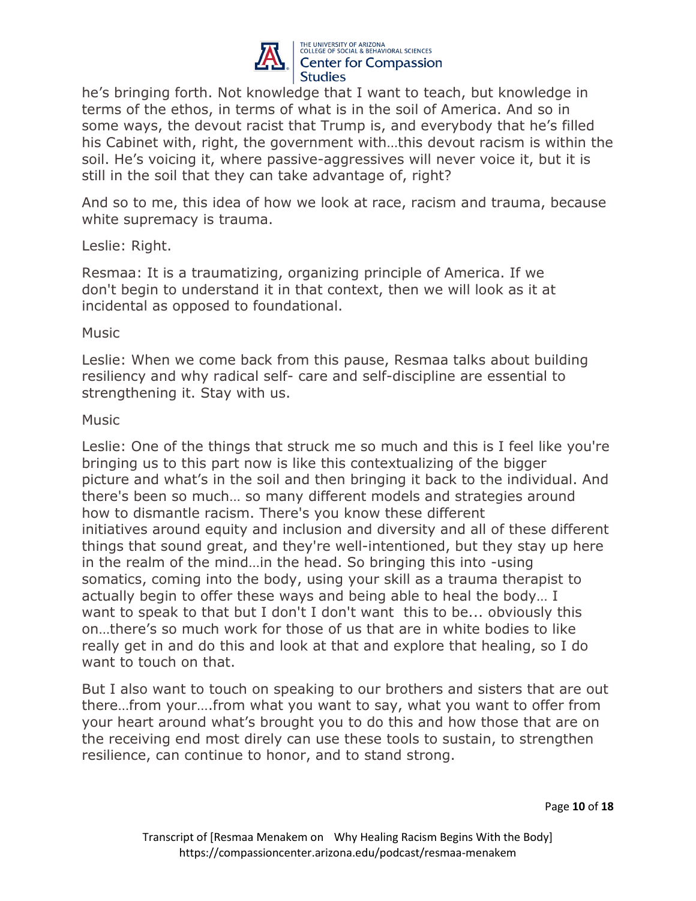he's bringing forth. Not knowledge that I want to teach, but knowledge in terms of the ethos, in terms of what is in the soil of America. And so in some ways, the devout racist that Trump is, and everybody that he's filled his Cabinet with, right, the government with…this devout racism is within the soil. He's voicing it, where passive-aggressives will never voice it, but it is still in the soil that they can take advantage of, right?

And so to me, this idea of how we look at race, racism and trauma, because white supremacy is trauma.

Leslie: Right.

Resmaa: It is a traumatizing, organizing principle of America. If we don't begin to understand it in that context, then we will look as it at incidental as opposed to foundational.

Music

Leslie: When we come back from this pause, Resmaa talks about building resiliency and why radical self- care and self-discipline are essential to strengthening it. Stay with us.

Music

Leslie: One of the things that struck me so much and this is I feel like you're bringing us to this part now is like this contextualizing of the bigger picture and what's in the soil and then bringing it back to the individual. And there's been so much… so many different models and strategies around how to dismantle racism. There's you know these different initiatives around equity and inclusion and diversity and all of these different things that sound great, and they're well-intentioned, but they stay up here in the realm of the mind…in the head. So bringing this into -using somatics, coming into the body, using your skill as a trauma therapist to actually begin to offer these ways and being able to heal the body… I want to speak to that but I don't I don't want this to be... obviously this on…there's so much work for those of us that are in white bodies to like really get in and do this and look at that and explore that healing, so I do want to touch on that.

But I also want to touch on speaking to our brothers and sisters that are out there…from your….from what you want to say, what you want to offer from your heart around what's brought you to do this and how those that are on the receiving end most direly can use these tools to sustain, to strengthen resilience, can continue to honor, and to stand strong.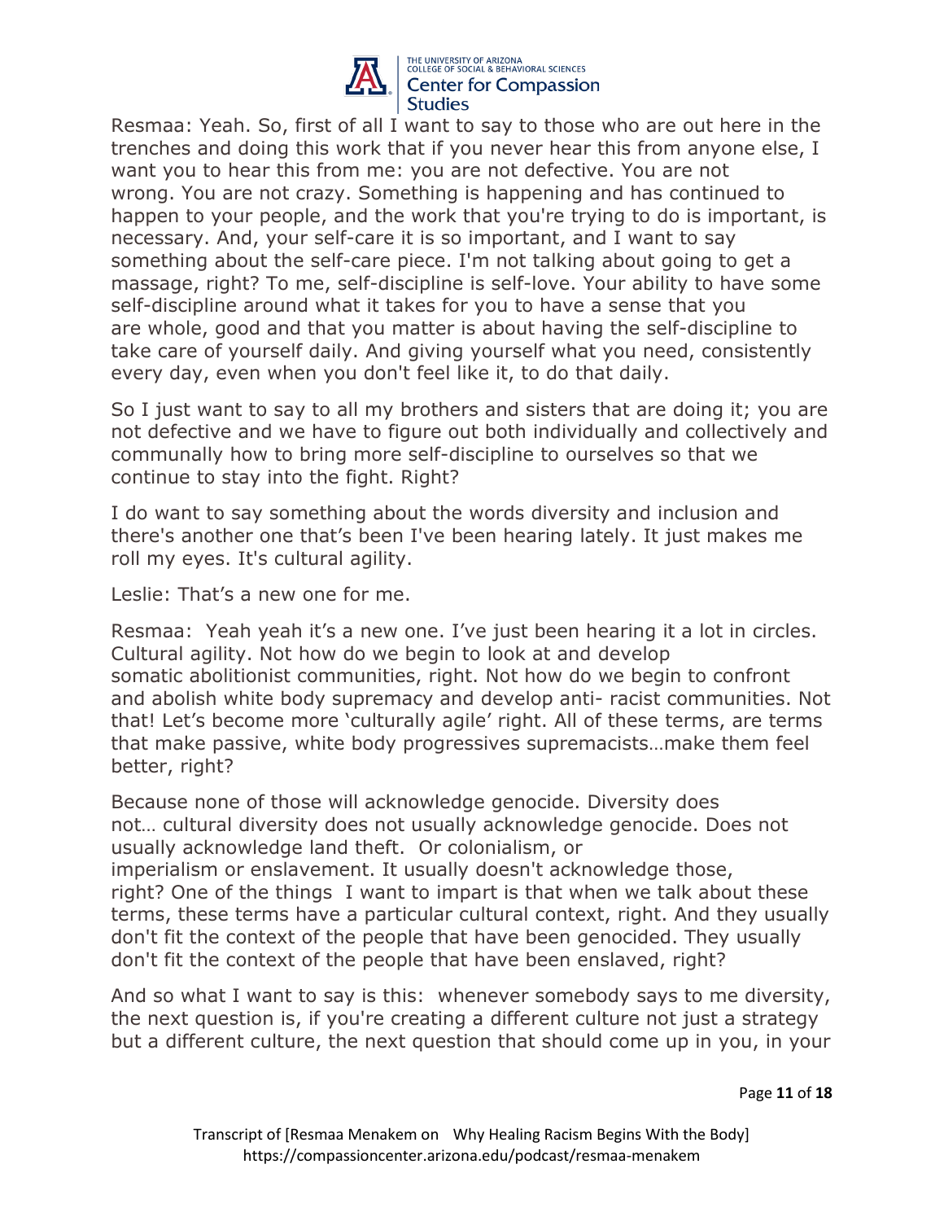Resmaa: Yeah. So, first of all I want to say to those who are out here in the trenches and doing this work that if you never hear this from anyone else, I want you to hear this from me: you are not defective. You are not wrong. You are not crazy. Something is happening and has continued to happen to your people, and the work that you're trying to do is important, is necessary. And, your self-care it is so important, and I want to say something about the self-care piece. I'm not talking about going to get a massage, right? To me, self-discipline is self-love. Your ability to have some self-discipline around what it takes for you to have a sense that you are whole, good and that you matter is about having the self-discipline to take care of yourself daily. And giving yourself what you need, consistently every day, even when you don't feel like it, to do that daily.

So I just want to say to all my brothers and sisters that are doing it; you are not defective and we have to figure out both individually and collectively and communally how to bring more self-discipline to ourselves so that we continue to stay into the fight. Right?

I do want to say something about the words diversity and inclusion and there's another one that's been I've been hearing lately. It just makes me roll my eyes. It's cultural agility.

Leslie: That's a new one for me.

Resmaa: Yeah yeah it's a new one. I've just been hearing it a lot in circles. Cultural agility. Not how do we begin to look at and develop somatic abolitionist communities, right. Not how do we begin to confront and abolish white body supremacy and develop anti- racist communities. Not that! Let's become more 'culturally agile' right. All of these terms, are terms that make passive, white body progressives supremacists…make them feel better, right?

Because none of those will acknowledge genocide. Diversity does not… cultural diversity does not usually acknowledge genocide. Does not usually acknowledge land theft. Or colonialism, or imperialism or enslavement. It usually doesn't acknowledge those, right? One of the things I want to impart is that when we talk about these terms, these terms have a particular cultural context, right. And they usually don't fit the context of the people that have been genocided. They usually don't fit the context of the people that have been enslaved, right?

And so what I want to say is this: whenever somebody says to me diversity, the next question is, if you're creating a different culture not just a strategy but a different culture, the next question that should come up in you, in your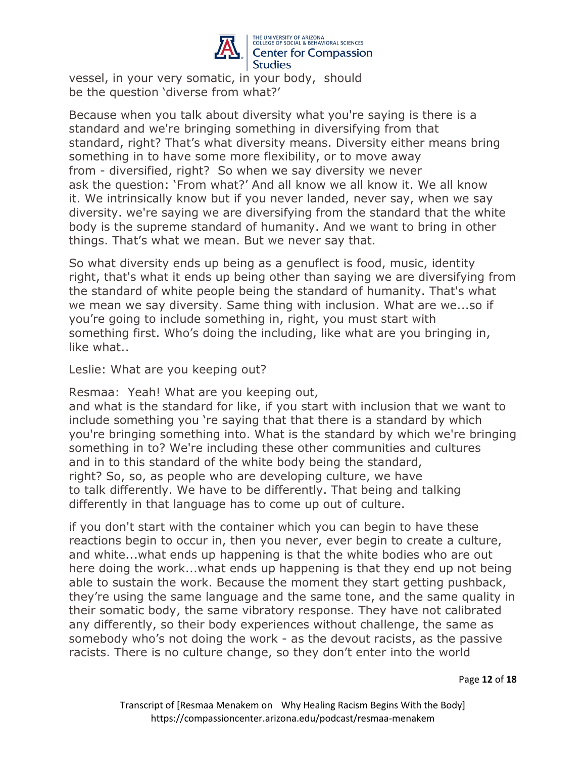vessel, in your very somatic, in your body, should be the question 'diverse from what?'

Because when you talk about diversity what you're saying is there is a standard and we're bringing something in diversifying from that standard, right? That's what diversity means. Diversity either means bring something in to have some more flexibility, or to move away from - diversified, right? So when we say diversity we never ask the question: 'From what?' And all know we all know it. We all know it. We intrinsically know but if you never landed, never say, when we say diversity. we're saying we are diversifying from the standard that the white body is the supreme standard of humanity. And we want to bring in other things. That's what we mean. But we never say that.

So what diversity ends up being as a genuflect is food, music, identity right, that's what it ends up being other than saying we are diversifying from the standard of white people being the standard of humanity. That's what we mean we say diversity. Same thing with inclusion. What are we...so if you're going to include something in, right, you must start with something first. Who's doing the including, like what are you bringing in, like what..

Leslie: What are you keeping out?

Resmaa: Yeah! What are you keeping out, and what is the standard for like, if you start with inclusion that we want to include something you 're saying that that there is a standard by which you're bringing something into. What is the standard by which we're bringing something in to? We're including these other communities and cultures and in to this standard of the white body being the standard, right? So, so, as people who are developing culture, we have to talk differently. We have to be differently. That being and talking differently in that language has to come up out of culture.

if you don't start with the container which you can begin to have these reactions begin to occur in, then you never, ever begin to create a culture, and white...what ends up happening is that the white bodies who are out here doing the work...what ends up happening is that they end up not being able to sustain the work. Because the moment they start getting pushback, they're using the same language and the same tone, and the same quality in their somatic body, the same vibratory response. They have not calibrated any differently, so their body experiences without challenge, the same as somebody who's not doing the work - as the devout racists, as the passive racists. There is no culture change, so they don't enter into the world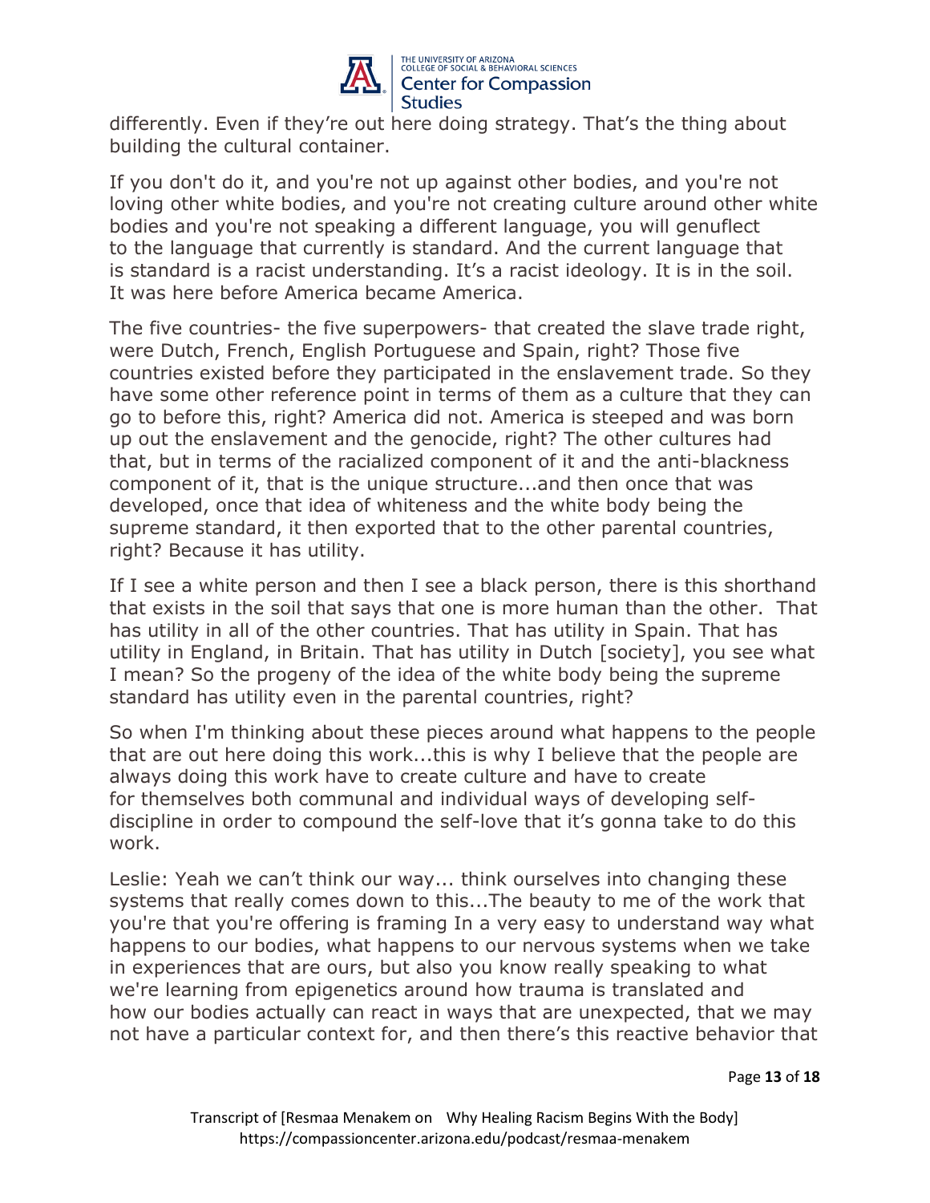differently. Even if they're out here doing strategy. That's the thing about building the cultural container.

If you don't do it, and you're not up against other bodies, and you're not loving other white bodies, and you're not creating culture around other white bodies and you're not speaking a different language, you will genuflect to the language that currently is standard. And the current language that is standard is a racist understanding. It's a racist ideology. It is in the soil. It was here before America became America.

The five countries- the five superpowers- that created the slave trade right, were Dutch, French, English Portuguese and Spain, right? Those five countries existed before they participated in the enslavement trade. So they have some other reference point in terms of them as a culture that they can go to before this, right? America did not. America is steeped and was born up out the enslavement and the genocide, right? The other cultures had that, but in terms of the racialized component of it and the anti-blackness component of it, that is the unique structure...and then once that was developed, once that idea of whiteness and the white body being the supreme standard, it then exported that to the other parental countries, right? Because it has utility.

If I see a white person and then I see a black person, there is this shorthand that exists in the soil that says that one is more human than the other. That has utility in all of the other countries. That has utility in Spain. That has utility in England, in Britain. That has utility in Dutch [society], you see what I mean? So the progeny of the idea of the white body being the supreme standard has utility even in the parental countries, right?

So when I'm thinking about these pieces around what happens to the people that are out here doing this work...this is why I believe that the people are always doing this work have to create culture and have to create for themselves both communal and individual ways of developing self-discipline in order to compound the self-love that it's gonna take to do this work.

Leslie: Yeah we can't think our way... think ourselves into changing these systems that really comes down to this...The beauty to me of the work that you're that you're offering is framing In a very easy to understand way what happens to our bodies, what happens to our nervous systems when we take in experiences that are ours, but also you know really speaking to what we're learning from epigenetics around how trauma is translated and how our bodies actually can react in ways that are unexpected, that we may not have a particular context for, and then there's this reactive behavior that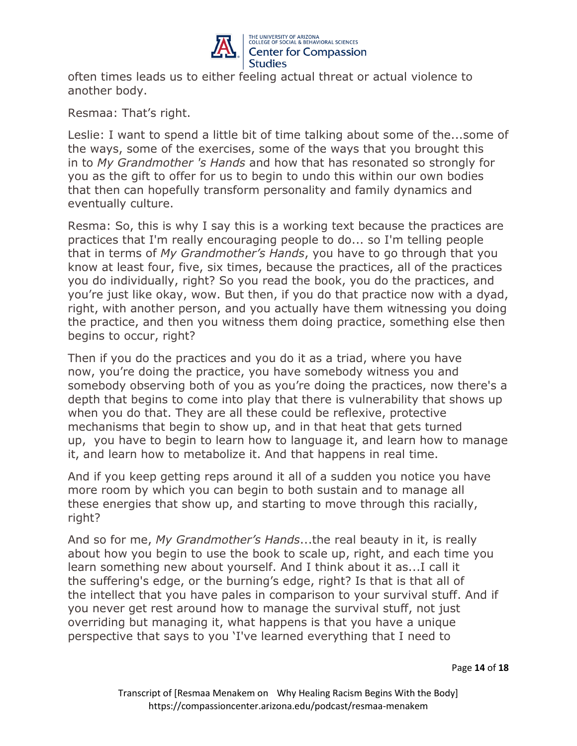often times leads us to either feeling actual threat or actual violence to another body.

Resmaa: That's right.

Leslie: I want to spend a little bit of time talking about some of the...some of the ways, some of the exercises, some of the ways that you brought this in to *My Grandmother 's Hands* and how that has resonated so strongly for you as the gift to offer for us to begin to undo this within our own bodies that then can hopefully transform personality and family dynamics and eventually culture.

Resma: So, this is why I say this is a working text because the practices are practices that I'm really encouraging people to do... so I'm telling people that in terms of *My Grandmother's Hands*, you have to go through that you know at least four, five, six times, because the practices, all of the practices you do individually, right? So you read the book, you do the practices, and you're just like okay, wow. But then, if you do that practice now with a dyad, right, with another person, and you actually have them witnessing you doing the practice, and then you witness them doing practice, something else then begins to occur, right?

Then if you do the practices and you do it as a triad, where you have now, you're doing the practice, you have somebody witness you and somebody observing both of you as you're doing the practices, now there's a depth that begins to come into play that there is vulnerability that shows up when you do that. They are all these could be reflexive, protective mechanisms that begin to show up, and in that heat that gets turned up, you have to begin to learn how to language it, and learn how to manage it, and learn how to metabolize it. And that happens in real time.

And if you keep getting reps around it all of a sudden you notice you have more room by which you can begin to both sustain and to manage all these energies that show up, and starting to move through this racially, right?

And so for me, *My Grandmother's Hands*...the real beauty in it, is really about how you begin to use the book to scale up, right, and each time you learn something new about yourself. And I think about it as...I call it the suffering's edge, or the burning's edge, right? Is that is that all of the intellect that you have pales in comparison to your survival stuff. And if you never get rest around how to manage the survival stuff, not just overriding but managing it, what happens is that you have a unique perspective that says to you 'I've learned everything that I need to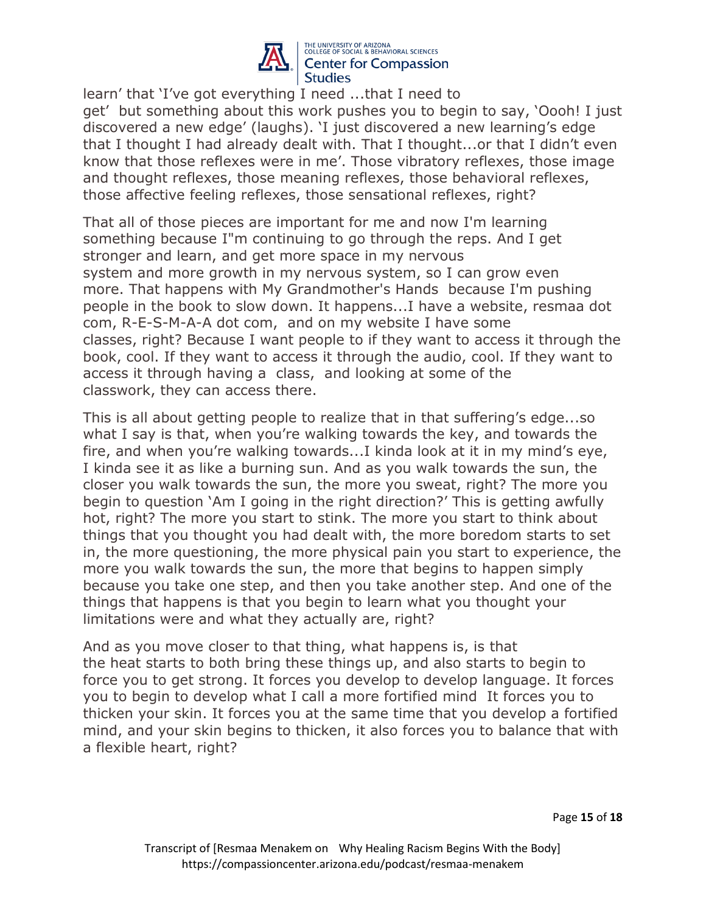learn' that 'I've got everything I need ...that I need to get' but something about this work pushes you to begin to say, 'Oooh! I just discovered a new edge' (laughs). 'I just discovered a new learning's edge that I thought I had already dealt with. That I thought...or that I didn't even know that those reflexes were in me'. Those vibratory reflexes, those image and thought reflexes, those meaning reflexes, those behavioral reflexes, those affective feeling reflexes, those sensational reflexes, right?

That all of those pieces are important for me and now I'm learning something because I"m continuing to go through the reps. And I get stronger and learn, and get more space in my nervous system and more growth in my nervous system, so I can grow even more. That happens with My Grandmother's Hands because I'm pushing people in the book to slow down. It happens...I have a website, resmaa dot com, R-E-S-M-A-A dot com, and on my website I have some classes, right? Because I want people to if they want to access it through the book, cool. If they want to access it through the audio, cool. If they want to access it through having a class, and looking at some of the classwork, they can access there.

This is all about getting people to realize that in that suffering's edge...so what I say is that, when you're walking towards the key, and towards the fire, and when you're walking towards...I kinda look at it in my mind's eye, I kinda see it as like a burning sun. And as you walk towards the sun, the closer you walk towards the sun, the more you sweat, right? The more you begin to question 'Am I going in the right direction?' This is getting awfully hot, right? The more you start to stink. The more you start to think about things that you thought you had dealt with, the more boredom starts to set in, the more questioning, the more physical pain you start to experience, the more you walk towards the sun, the more that begins to happen simply because you take one step, and then you take another step. And one of the things that happens is that you begin to learn what you thought your limitations were and what they actually are, right?

And as you move closer to that thing, what happens is, is that the heat starts to both bring these things up, and also starts to begin to force you to get strong. It forces you develop to develop language. It forces you to begin to develop what I call a more fortified mind It forces you to thicken your skin. It forces you at the same time that you develop a fortified mind, and your skin begins to thicken, it also forces you to balance that with a flexible heart, right?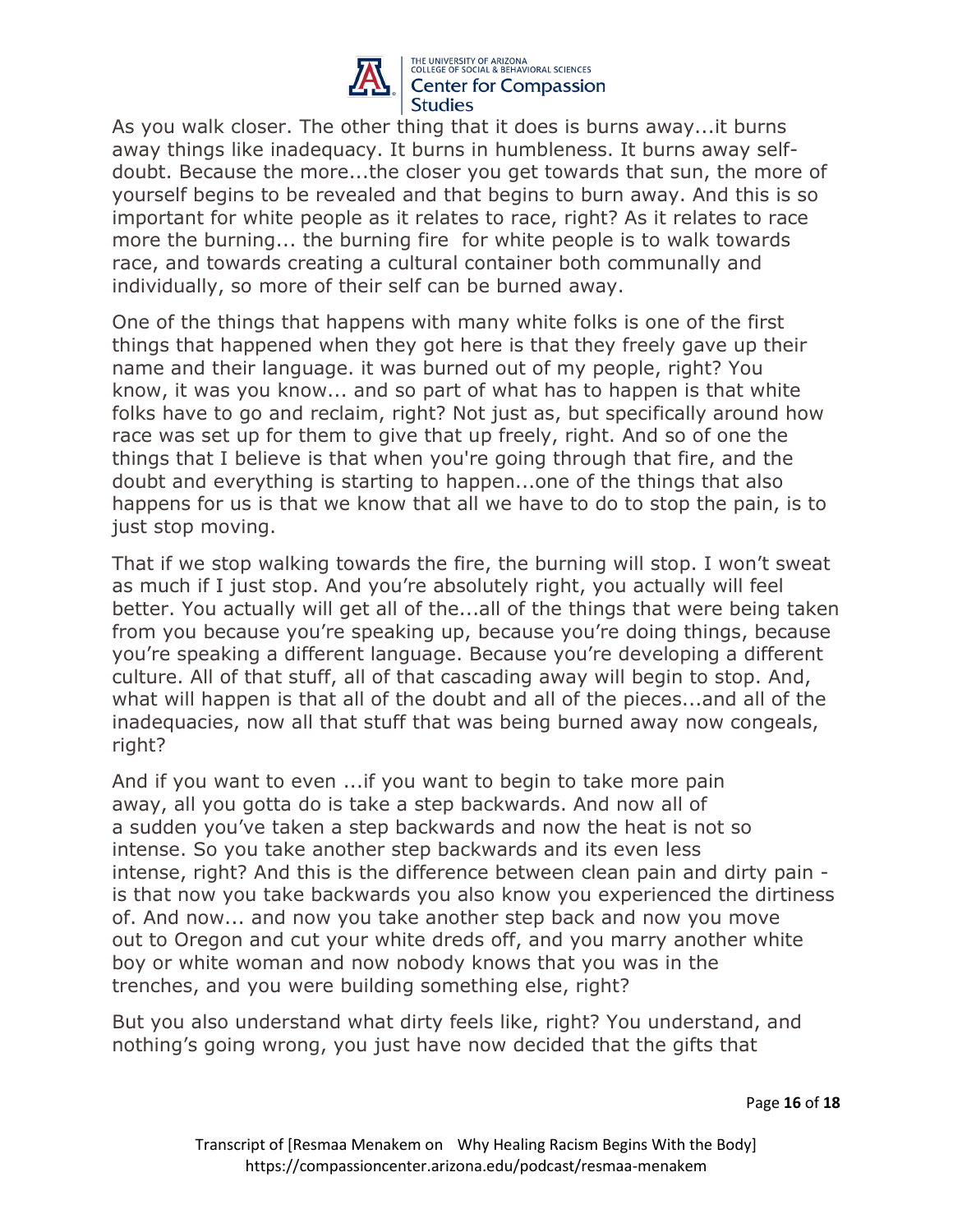As you walk closer. The other thing that it does is burns away...it burns away things like inadequacy. It burns in humbleness. It burns away self-doubt. Because the more...the closer you get towards that sun, the more of yourself begins to be revealed and that begins to burn away. And this is so important for white people as it relates to race, right? As it relates to race more the burning... the burning fire for white people is to walk towards race, and towards creating a cultural container both communally and individually, so more of their self can be burned away.

One of the things that happens with many white folks is one of the first things that happened when they got here is that they freely gave up their name and their language. it was burned out of my people, right? You know, it was you know... and so part of what has to happen is that white folks have to go and reclaim, right? Not just as, but specifically around how race was set up for them to give that up freely, right. And so of one the things that I believe is that when you're going through that fire, and the doubt and everything is starting to happen...one of the things that also happens for us is that we know that all we have to do to stop the pain, is to just stop moving.

That if we stop walking towards the fire, the burning will stop. I won't sweat as much if I just stop. And you're absolutely right, you actually will feel better. You actually will get all of the...all of the things that were being taken from you because you're speaking up, because you're doing things, because you're speaking a different language. Because you're developing a different culture. All of that stuff, all of that cascading away will begin to stop. And, what will happen is that all of the doubt and all of the pieces...and all of the inadequacies, now all that stuff that was being burned away now congeals, right?

And if you want to even ...if you want to begin to take more pain away, all you gotta do is take a step backwards. And now all of a sudden you've taken a step backwards and now the heat is not so intense. So you take another step backwards and its even less intense, right? And this is the difference between clean pain and dirty pain - is that now you take backwards you also know you experienced the dirtiness of. And now... and now you take another step back and now you move out to Oregon and cut your white dreds off, and you marry another white boy or white woman and now nobody knows that you was in the trenches, and you were building something else, right?

But you also understand what dirty feels like, right? You understand, and nothing's going wrong, you just have now decided that the gifts that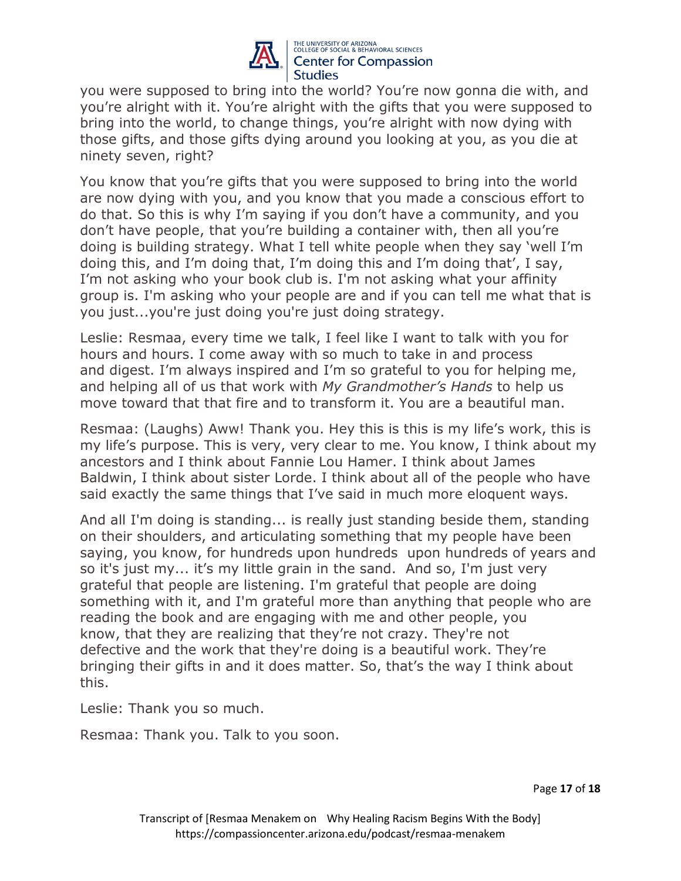you were supposed to bring into the world? You're now gonna die with, and you're alright with it. You're alright with the gifts that you were supposed to bring into the world, to change things, you're alright with now dying with those gifts, and those gifts dying around you looking at you, as you die at ninety seven, right?

You know that you're gifts that you were supposed to bring into the world are now dying with you, and you know that you made a conscious effort to do that. So this is why I'm saying if you don't have a community, and you don't have people, that you're building a container with, then all you're doing is building strategy. What I tell white people when they say 'well I'm doing this, and I'm doing that, I'm doing this and I'm doing that', I say, I'm not asking who your book club is. I'm not asking what your affinity group is. I'm asking who your people are and if you can tell me what that is you just...you're just doing you're just doing strategy.

Leslie: Resmaa, every time we talk, I feel like I want to talk with you for hours and hours. I come away with so much to take in and process and digest. I'm always inspired and I'm so grateful to you for helping me, and helping all of us that work with *My Grandmother's Hands* to help us move toward that that fire and to transform it. You are a beautiful man.

Resmaa: (Laughs) Aww! Thank you. Hey this is this is my life's work, this is my life's purpose. This is very, very clear to me. You know, I think about my ancestors and I think about Fannie Lou Hamer. I think about James Baldwin, I think about sister Lorde. I think about all of the people who have said exactly the same things that I've said in much more eloquent ways.

And all I'm doing is standing... is really just standing beside them, standing on their shoulders, and articulating something that my people have been saying, you know, for hundreds upon hundreds upon hundreds of years and so it's just my... it's my little grain in the sand. And so, I'm just very grateful that people are listening. I'm grateful that people are doing something with it, and I'm grateful more than anything that people who are reading the book and are engaging with me and other people, you know, that they are realizing that they're not crazy. They're not defective and the work that they're doing is a beautiful work. They're bringing their gifts in and it does matter. So, that's the way I think about this.

Leslie: Thank you so much.

Resmaa: Thank you. Talk to you soon.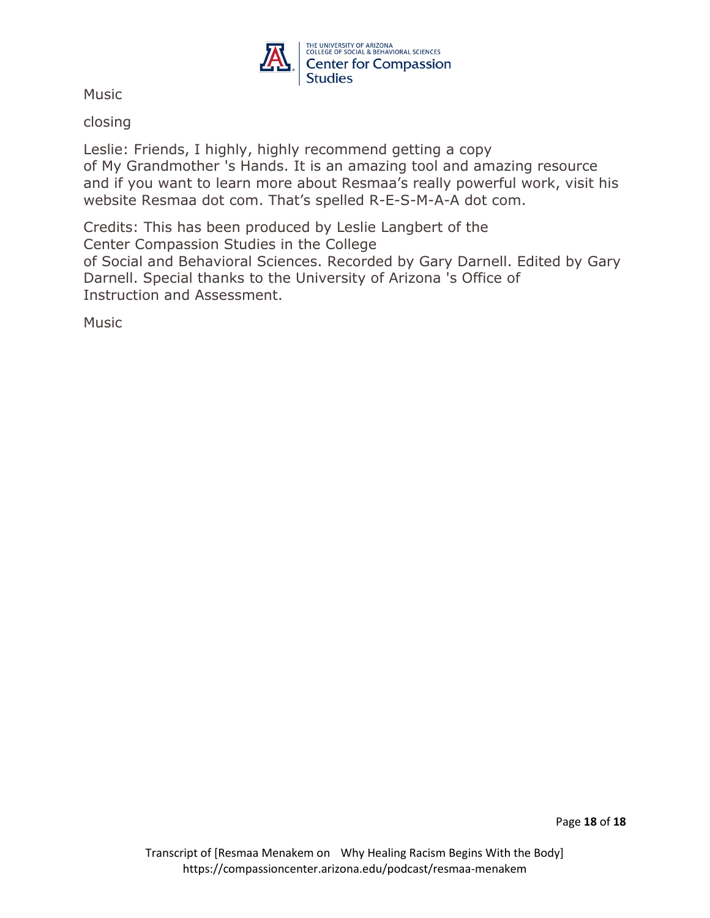Music

closing

Leslie: Friends, I highly, highly recommend getting a copy of My Grandmother 's Hands. It is an amazing tool and amazing resource and if you want to learn more about Resmaa's really powerful work, visit his website Resmaa dot com. That's spelled R-E-S-M-A-A dot com.

Credits: This has been produced by Leslie Langbert of the Center Compassion Studies in the College of Social and Behavioral Sciences. Recorded by Gary Darnell. Edited by Gary Darnell. Special thanks to the University of Arizona 's Office of Instruction and Assessment.

Music